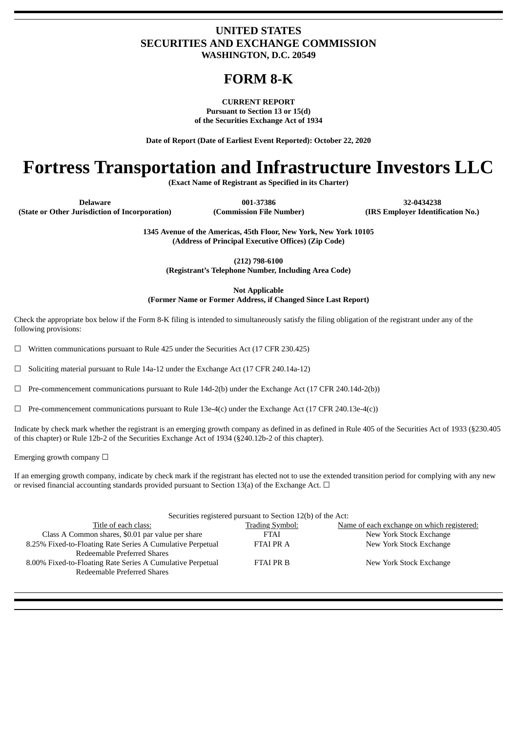# UNITED STATES
# SECURITIES AND EXCHANGE COMMISSION
**WASHINGTON, D.C. 20549**

# FORM 8-K

**CURRENT REPORT**
**Pursuant to Section 13 or 15(d)**
**of the Securities Exchange Act of 1934**

**Date of Report (Date of Earliest Event Reported): October 22, 2020**

# Fortress Transportation and Infrastructure Investors LLC

**(Exact Name of Registrant as Specified in its Charter)**

| Delaware | 001-37386 | 32-0434238 |
|---|---|---|
| (State or Other Jurisdiction of Incorporation) | (Commission File Number) | (IRS Employer Identification No.) |

**1345 Avenue of the Americas, 45th Floor, New York, New York 10105**
**(Address of Principal Executive Offices) (Zip Code)**

**(212) 798-6100**
**(Registrant's Telephone Number, Including Area Code)**

**Not Applicable**
**(Former Name or Former Address, if Changed Since Last Report)**

Check the appropriate box below if the Form 8-K filing is intended to simultaneously satisfy the filing obligation of the registrant under any of the following provisions:

☐ Written communications pursuant to Rule 425 under the Securities Act (17 CFR 230.425)

☐ Soliciting material pursuant to Rule 14a-12 under the Exchange Act (17 CFR 240.14a-12)

☐ Pre-commencement communications pursuant to Rule 14d-2(b) under the Exchange Act (17 CFR 240.14d-2(b))

☐ Pre-commencement communications pursuant to Rule 13e-4(c) under the Exchange Act (17 CFR 240.13e-4(c))

Indicate by check mark whether the registrant is an emerging growth company as defined in as defined in Rule 405 of the Securities Act of 1933 (§230.405 of this chapter) or Rule 12b-2 of the Securities Exchange Act of 1934 (§240.12b-2 of this chapter).

Emerging growth company ☐

If an emerging growth company, indicate by check mark if the registrant has elected not to use the extended transition period for complying with any new or revised financial accounting standards provided pursuant to Section 13(a) of the Exchange Act. ☐

Securities registered pursuant to Section 12(b) of the Act:

| Title of each class: | Trading Symbol: | Name of each exchange on which registered: |
|---|---|---|
| Class A Common shares, $0.01 par value per share | FTAI | New York Stock Exchange |
| 8.25% Fixed-to-Floating Rate Series A Cumulative Perpetual Redeemable Preferred Shares | FTAI PR A | New York Stock Exchange |
| 8.00% Fixed-to-Floating Rate Series A Cumulative Perpetual Redeemable Preferred Shares | FTAI PR B | New York Stock Exchange |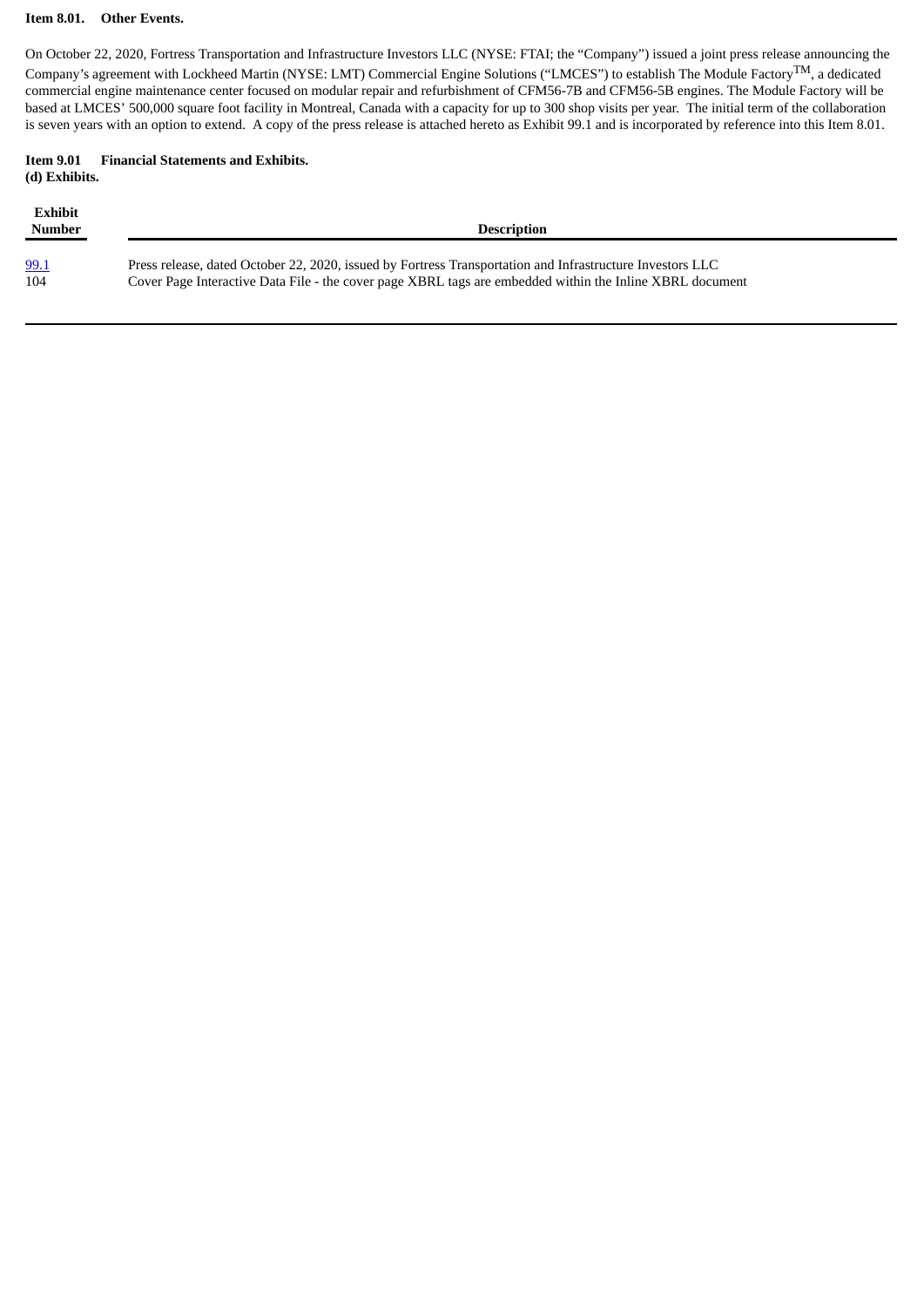**Item 8.01. Other Events.**

On October 22, 2020, Fortress Transportation and Infrastructure Investors LLC (NYSE: FTAI; the "Company") issued a joint press release announcing the Company's agreement with Lockheed Martin (NYSE: LMT) Commercial Engine Solutions ("LMCES") to establish The Module Factory™, a dedicated commercial engine maintenance center focused on modular repair and refurbishment of CFM56-7B and CFM56-5B engines. The Module Factory will be based at LMCES' 500,000 square foot facility in Montreal, Canada with a capacity for up to 300 shop visits per year. The initial term of the collaboration is seven years with an option to extend. A copy of the press release is attached hereto as Exhibit 99.1 and is incorporated by reference into this Item 8.01.

**Item 9.01 Financial Statements and Exhibits.**

**(d) Exhibits.**

| Exhibit Number | Description |
|---|---|
| 99.1 | Press release, dated October 22, 2020, issued by Fortress Transportation and Infrastructure Investors LLC |
| 104 | Cover Page Interactive Data File - the cover page XBRL tags are embedded within the Inline XBRL document |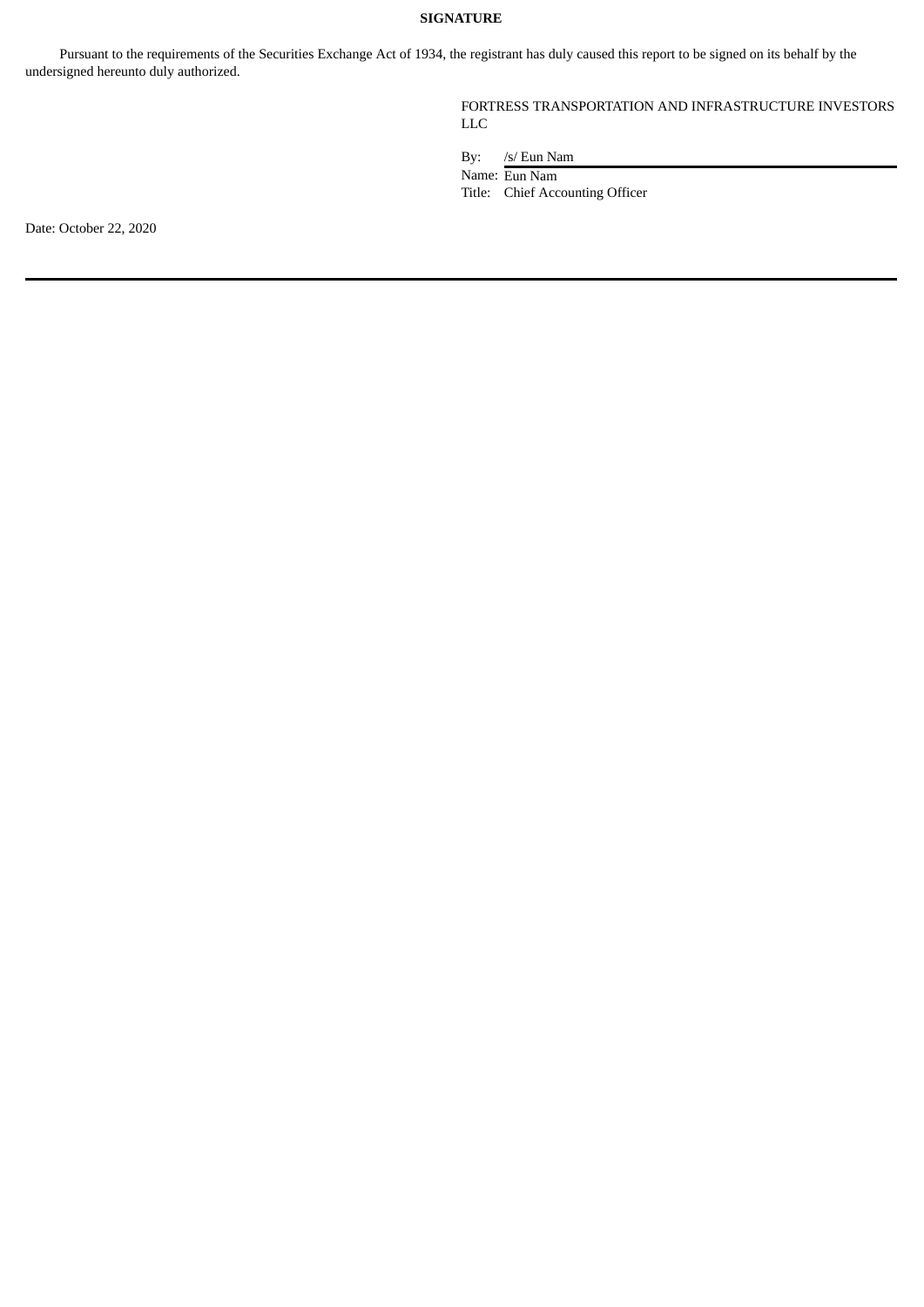**SIGNATURE**

Pursuant to the requirements of the Securities Exchange Act of 1934, the registrant has duly caused this report to be signed on its behalf by the undersigned hereunto duly authorized.

FORTRESS TRANSPORTATION AND INFRASTRUCTURE INVESTORS LLC

By: /s/ Eun Nam

Name: Eun Nam

Title: Chief Accounting Officer

Date: October 22, 2020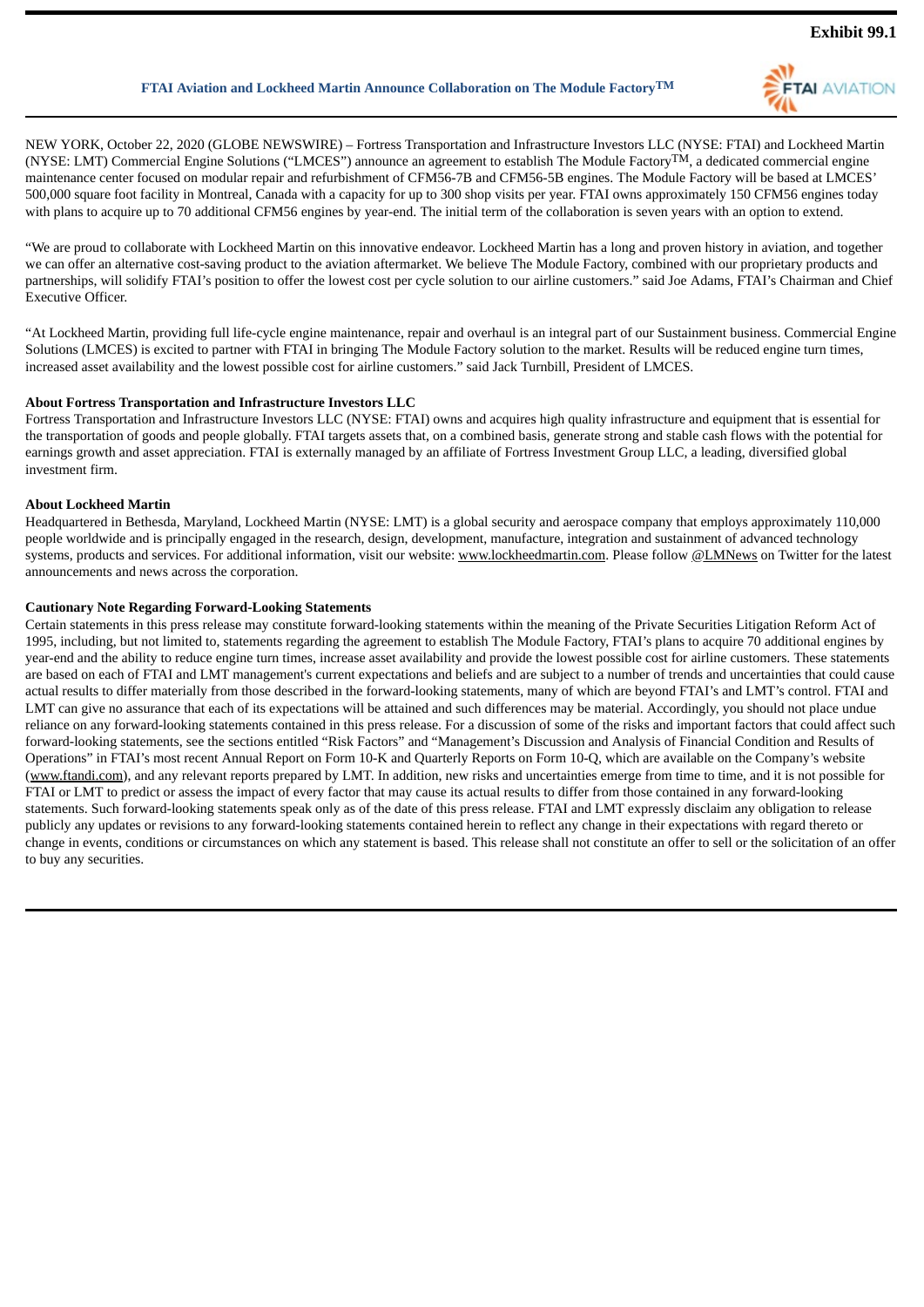**Exhibit 99.1**

## FTAI Aviation and Lockheed Martin Announce Collaboration on The Module Factory™

NEW YORK, October 22, 2020 (GLOBE NEWSWIRE) – Fortress Transportation and Infrastructure Investors LLC (NYSE: FTAI) and Lockheed Martin (NYSE: LMT) Commercial Engine Solutions ("LMCES") announce an agreement to establish The Module Factory™, a dedicated commercial engine maintenance center focused on modular repair and refurbishment of CFM56-7B and CFM56-5B engines. The Module Factory will be based at LMCES' 500,000 square foot facility in Montreal, Canada with a capacity for up to 300 shop visits per year. FTAI owns approximately 150 CFM56 engines today with plans to acquire up to 70 additional CFM56 engines by year-end. The initial term of the collaboration is seven years with an option to extend.

"We are proud to collaborate with Lockheed Martin on this innovative endeavor. Lockheed Martin has a long and proven history in aviation, and together we can offer an alternative cost-saving product to the aviation aftermarket. We believe The Module Factory, combined with our proprietary products and partnerships, will solidify FTAI's position to offer the lowest cost per cycle solution to our airline customers." said Joe Adams, FTAI's Chairman and Chief Executive Officer.

"At Lockheed Martin, providing full life-cycle engine maintenance, repair and overhaul is an integral part of our Sustainment business. Commercial Engine Solutions (LMCES) is excited to partner with FTAI in bringing The Module Factory solution to the market. Results will be reduced engine turn times, increased asset availability and the lowest possible cost for airline customers." said Jack Turnbill, President of LMCES.

**About Fortress Transportation and Infrastructure Investors LLC**

Fortress Transportation and Infrastructure Investors LLC (NYSE: FTAI) owns and acquires high quality infrastructure and equipment that is essential for the transportation of goods and people globally. FTAI targets assets that, on a combined basis, generate strong and stable cash flows with the potential for earnings growth and asset appreciation. FTAI is externally managed by an affiliate of Fortress Investment Group LLC, a leading, diversified global investment firm.

**About Lockheed Martin**

Headquartered in Bethesda, Maryland, Lockheed Martin (NYSE: LMT) is a global security and aerospace company that employs approximately 110,000 people worldwide and is principally engaged in the research, design, development, manufacture, integration and sustainment of advanced technology systems, products and services. For additional information, visit our website: www.lockheedmartin.com. Please follow @LMNews on Twitter for the latest announcements and news across the corporation.

**Cautionary Note Regarding Forward-Looking Statements**

Certain statements in this press release may constitute forward-looking statements within the meaning of the Private Securities Litigation Reform Act of 1995, including, but not limited to, statements regarding the agreement to establish The Module Factory, FTAI's plans to acquire 70 additional engines by year-end and the ability to reduce engine turn times, increase asset availability and provide the lowest possible cost for airline customers. These statements are based on each of FTAI and LMT management's current expectations and beliefs and are subject to a number of trends and uncertainties that could cause actual results to differ materially from those described in the forward-looking statements, many of which are beyond FTAI's and LMT's control. FTAI and LMT can give no assurance that each of its expectations will be attained and such differences may be material. Accordingly, you should not place undue reliance on any forward-looking statements contained in this press release. For a discussion of some of the risks and important factors that could affect such forward-looking statements, see the sections entitled "Risk Factors" and "Management's Discussion and Analysis of Financial Condition and Results of Operations" in FTAI's most recent Annual Report on Form 10-K and Quarterly Reports on Form 10-Q, which are available on the Company's website (www.ftandi.com), and any relevant reports prepared by LMT. In addition, new risks and uncertainties emerge from time to time, and it is not possible for FTAI or LMT to predict or assess the impact of every factor that may cause its actual results to differ from those contained in any forward-looking statements. Such forward-looking statements speak only as of the date of this press release. FTAI and LMT expressly disclaim any obligation to release publicly any updates or revisions to any forward-looking statements contained herein to reflect any change in their expectations with regard thereto or change in events, conditions or circumstances on which any statement is based. This release shall not constitute an offer to sell or the solicitation of an offer to buy any securities.